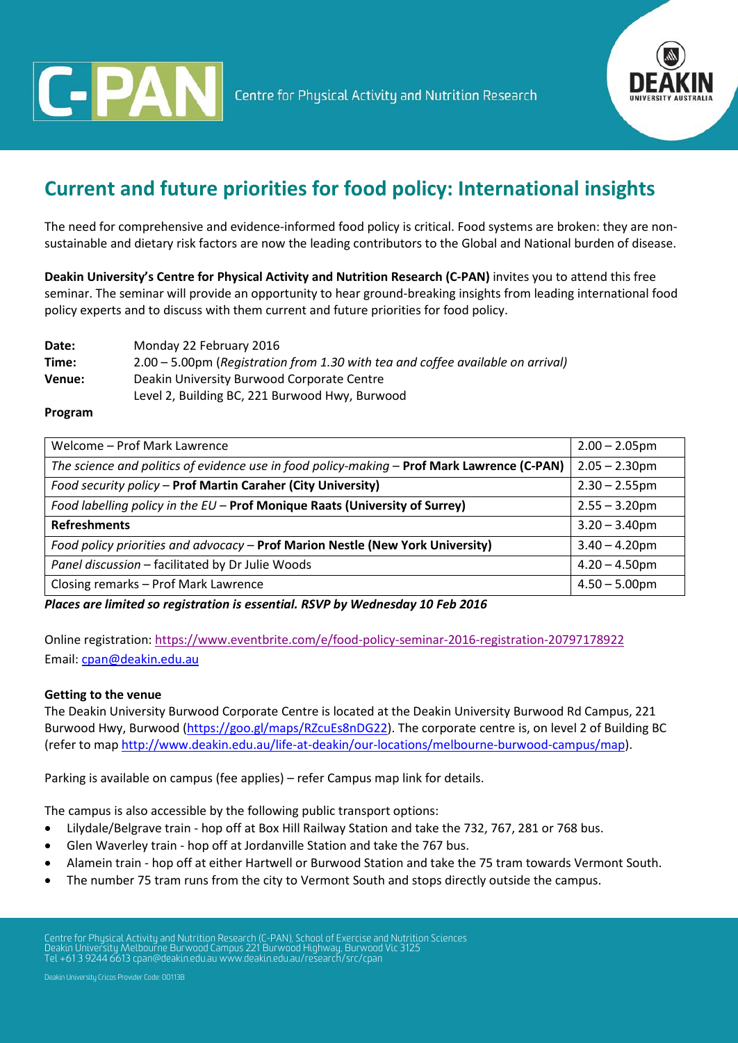C-PAN Centre for Physical Activity and Nutrition Research

DEAKIN UNIVERSITY AUSTRALIA

# Current and future priorities for food policy: International insights

The need for comprehensive and evidence-informed food policy is critical. Food systems are broken: they are non-sustainable and dietary risk factors are now the leading contributors to the Global and National burden of disease.

**Deakin University's Centre for Physical Activity and Nutrition Research (C-PAN)** invites you to attend this free seminar. The seminar will provide an opportunity to hear ground-breaking insights from leading international food policy experts and to discuss with them current and future priorities for food policy.

**Date:** Monday 22 February 2016
**Time:** 2.00 – 5.00pm (*Registration from 1.30 with tea and coffee available on arrival)*
**Venue:** Deakin University Burwood Corporate Centre
Level 2, Building BC, 221 Burwood Hwy, Burwood

**Program**

| | |
|---|---|
| Welcome – Prof Mark Lawrence | 2.00 – 2.05pm |
| *The science and politics of evidence use in food policy-making* – **Prof Mark Lawrence (C-PAN)** | 2.05 – 2.30pm |
| *Food security policy* – **Prof Martin Caraher (City University)** | 2.30 – 2.55pm |
| *Food labelling policy in the EU* – **Prof Monique Raats (University of Surrey)** | 2.55 – 3.20pm |
| **Refreshments** | 3.20 – 3.40pm |
| *Food policy priorities and advocacy* – **Prof Marion Nestle (New York University)** | 3.40 – 4.20pm |
| *Panel discussion* – facilitated by Dr Julie Woods | 4.20 – 4.50pm |
| Closing remarks – Prof Mark Lawrence | 4.50 – 5.00pm |

***Places are limited so registration is essential. RSVP by Wednesday 10 Feb 2016***

Online registration: https://www.eventbrite.com/e/food-policy-seminar-2016-registration-20797178922
Email: cpan@deakin.edu.au

**Getting to the venue**

The Deakin University Burwood Corporate Centre is located at the Deakin University Burwood Rd Campus, 221 Burwood Hwy, Burwood (https://goo.gl/maps/RZcuEs8nDG22). The corporate centre is, on level 2 of Building BC (refer to map http://www.deakin.edu.au/life-at-deakin/our-locations/melbourne-burwood-campus/map).

Parking is available on campus (fee applies) – refer Campus map link for details.

The campus is also accessible by the following public transport options:

- Lilydale/Belgrave train - hop off at Box Hill Railway Station and take the 732, 767, 281 or 768 bus.
- Glen Waverley train - hop off at Jordanville Station and take the 767 bus.
- Alamein train - hop off at either Hartwell or Burwood Station and take the 75 tram towards Vermont South.
- The number 75 tram runs from the city to Vermont South and stops directly outside the campus.

Centre for Physical Activity and Nutrition Research (C-PAN), School of Exercise and Nutrition Sciences
Deakin University Melbourne Burwood Campus 221 Burwood Highway, Burwood Vic 3125
Tel +61 3 9244 6613 cpan@deakin.edu.au www.deakin.edu.au/research/src/cpan

Deakin University Cricos Provider Code: 00113B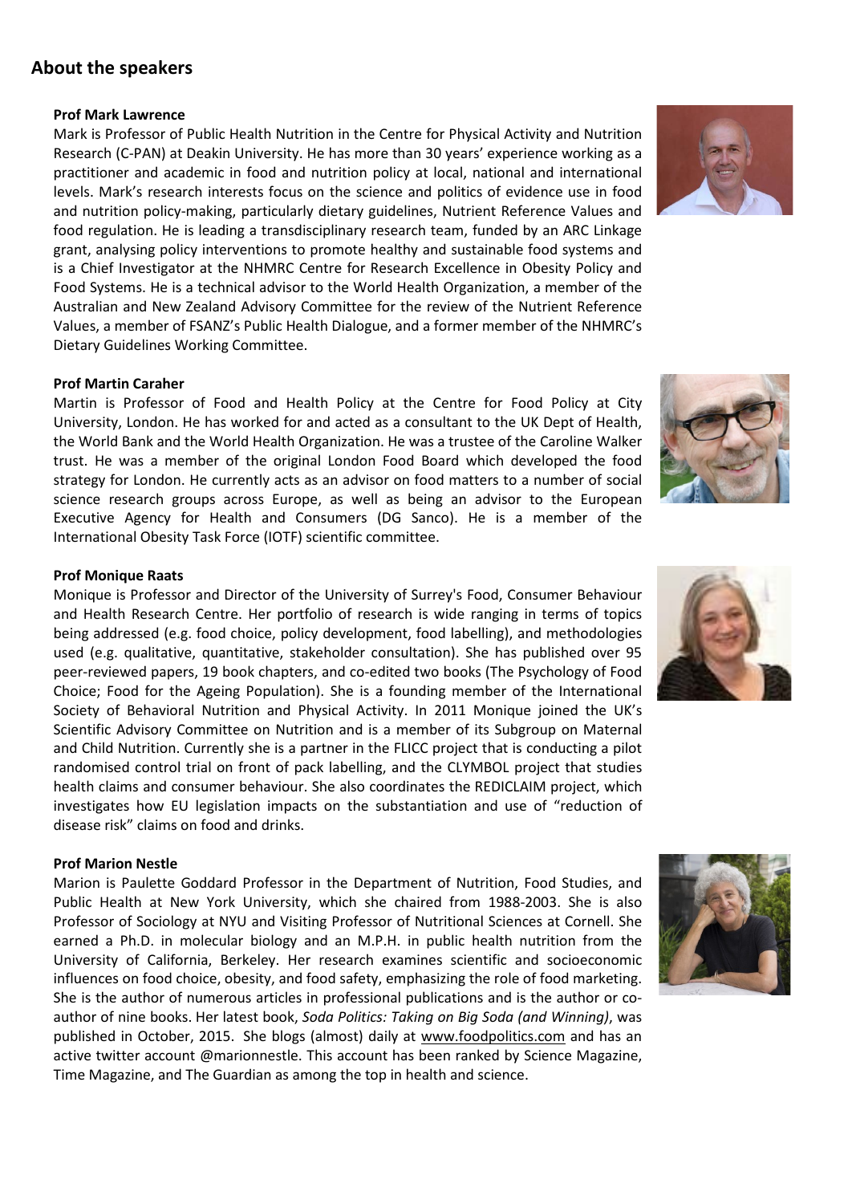## About the speakers

**Prof Mark Lawrence**

Mark is Professor of Public Health Nutrition in the Centre for Physical Activity and Nutrition Research (C-PAN) at Deakin University. He has more than 30 years' experience working as a practitioner and academic in food and nutrition policy at local, national and international levels. Mark's research interests focus on the science and politics of evidence use in food and nutrition policy-making, particularly dietary guidelines, Nutrient Reference Values and food regulation. He is leading a transdisciplinary research team, funded by an ARC Linkage grant, analysing policy interventions to promote healthy and sustainable food systems and is a Chief Investigator at the NHMRC Centre for Research Excellence in Obesity Policy and Food Systems. He is a technical advisor to the World Health Organization, a member of the Australian and New Zealand Advisory Committee for the review of the Nutrient Reference Values, a member of FSANZ's Public Health Dialogue, and a former member of the NHMRC's Dietary Guidelines Working Committee.

**Prof Martin Caraher**

Martin is Professor of Food and Health Policy at the Centre for Food Policy at City University, London. He has worked for and acted as a consultant to the UK Dept of Health, the World Bank and the World Health Organization. He was a trustee of the Caroline Walker trust. He was a member of the original London Food Board which developed the food strategy for London. He currently acts as an advisor on food matters to a number of social science research groups across Europe, as well as being an advisor to the European Executive Agency for Health and Consumers (DG Sanco). He is a member of the International Obesity Task Force (IOTF) scientific committee.

**Prof Monique Raats**

Monique is Professor and Director of the University of Surrey's Food, Consumer Behaviour and Health Research Centre. Her portfolio of research is wide ranging in terms of topics being addressed (e.g. food choice, policy development, food labelling), and methodologies used (e.g. qualitative, quantitative, stakeholder consultation). She has published over 95 peer-reviewed papers, 19 book chapters, and co-edited two books (The Psychology of Food Choice; Food for the Ageing Population). She is a founding member of the International Society of Behavioral Nutrition and Physical Activity. In 2011 Monique joined the UK's Scientific Advisory Committee on Nutrition and is a member of its Subgroup on Maternal and Child Nutrition. Currently she is a partner in the FLICC project that is conducting a pilot randomised control trial on front of pack labelling, and the CLYMBOL project that studies health claims and consumer behaviour. She also coordinates the REDICLAIM project, which investigates how EU legislation impacts on the substantiation and use of "reduction of disease risk" claims on food and drinks.

**Prof Marion Nestle**

Marion is Paulette Goddard Professor in the Department of Nutrition, Food Studies, and Public Health at New York University, which she chaired from 1988-2003. She is also Professor of Sociology at NYU and Visiting Professor of Nutritional Sciences at Cornell. She earned a Ph.D. in molecular biology and an M.P.H. in public health nutrition from the University of California, Berkeley. Her research examines scientific and socioeconomic influences on food choice, obesity, and food safety, emphasizing the role of food marketing. She is the author of numerous articles in professional publications and is the author or co-author of nine books. Her latest book, *Soda Politics: Taking on Big Soda (and Winning)*, was published in October, 2015. She blogs (almost) daily at www.foodpolitics.com and has an active twitter account @marionnestle. This account has been ranked by Science Magazine, Time Magazine, and The Guardian as among the top in health and science.